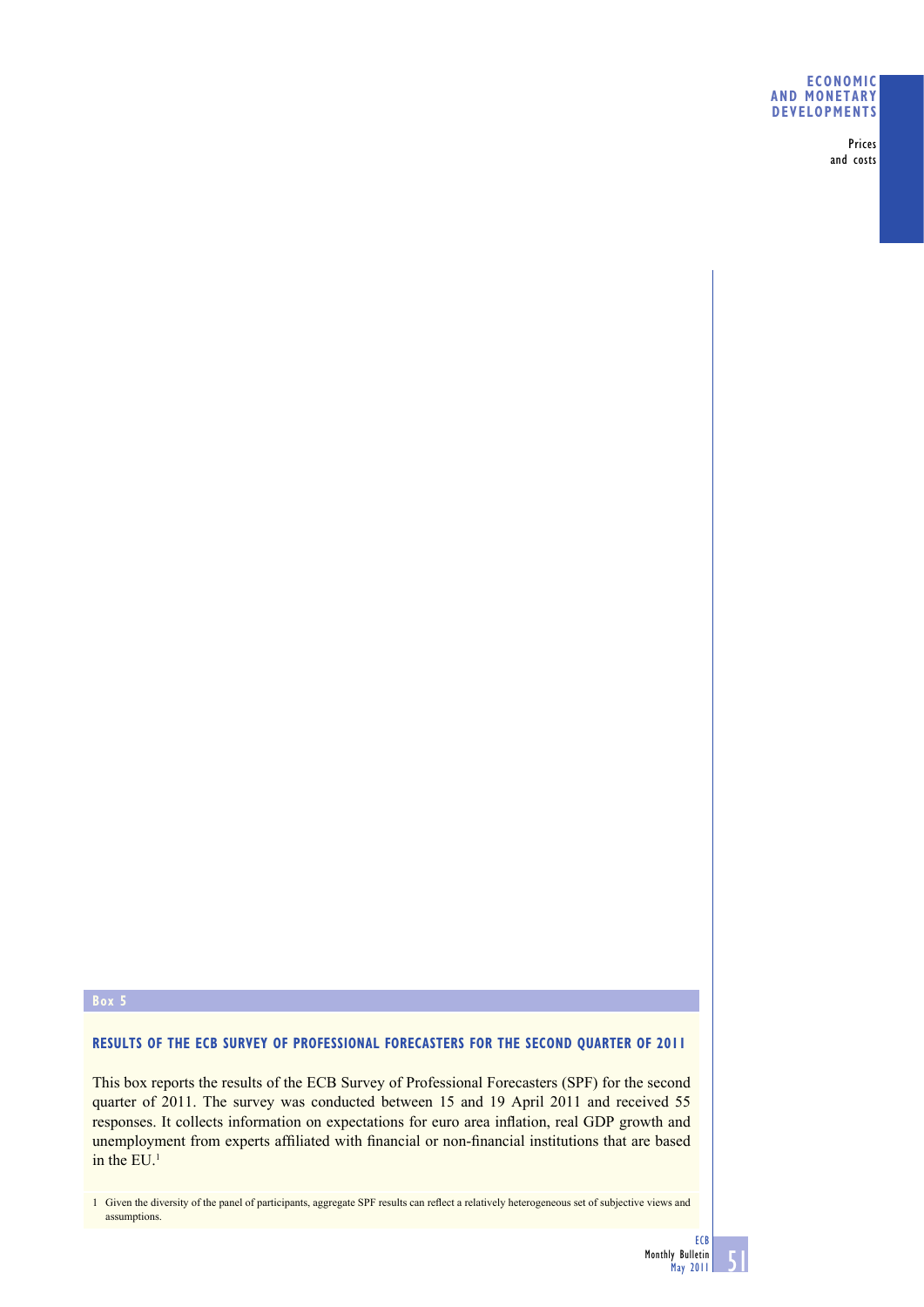**Box 5**

### RESULTS OF THE ECB SURVEY OF PROFESSIONAL FORECASTERS FOR THE SECOND QUARTER OF 2011

This box reports the results of the ECB Survey of Professional Forecasters (SPF) for the second quarter of 2011. The survey was conducted between 15 and 19 April 2011 and received 55 responses. It collects information on expectations for euro area inflation, real GDP growth and unemployment from experts affiliated with financial or non-financial institutions that are based in the EU.[1]

1 Given the diversity of the panel of participants, aggregate SPF results can reflect a relatively heterogeneous set of subjective views and assumptions.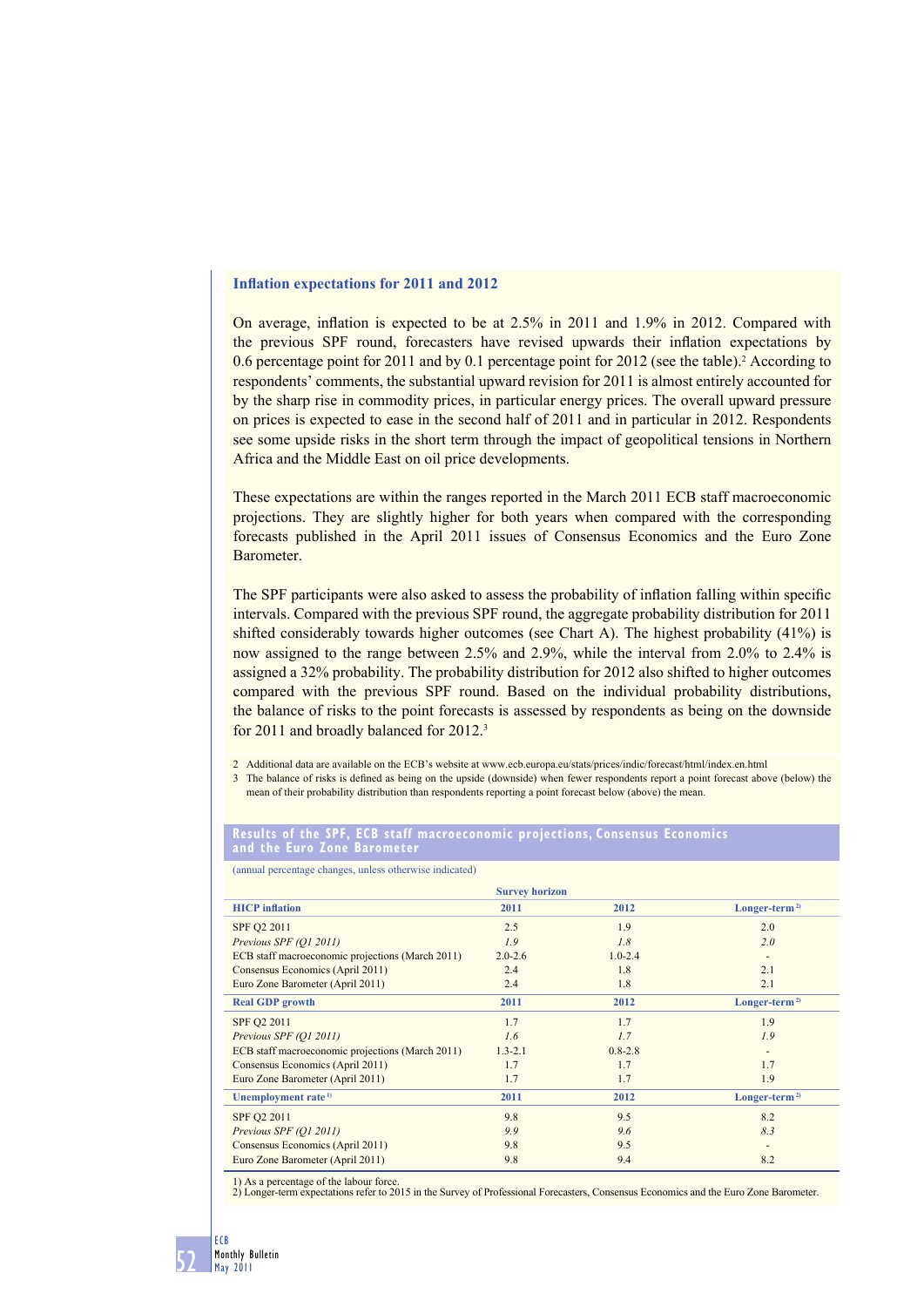### Inflation expectations for 2011 and 2012

On average, inflation is expected to be at 2.5% in 2011 and 1.9% in 2012. Compared with the previous SPF round, forecasters have revised upwards their inflation expectations by 0.6 percentage point for 2011 and by 0.1 percentage point for 2012 (see the table).[2] According to respondents' comments, the substantial upward revision for 2011 is almost entirely accounted for by the sharp rise in commodity prices, in particular energy prices. The overall upward pressure on prices is expected to ease in the second half of 2011 and in particular in 2012. Respondents see some upside risks in the short term through the impact of geopolitical tensions in Northern Africa and the Middle East on oil price developments.

These expectations are within the ranges reported in the March 2011 ECB staff macroeconomic projections. They are slightly higher for both years when compared with the corresponding forecasts published in the April 2011 issues of Consensus Economics and the Euro Zone Barometer.

The SPF participants were also asked to assess the probability of inflation falling within specific intervals. Compared with the previous SPF round, the aggregate probability distribution for 2011 shifted considerably towards higher outcomes (see Chart A). The highest probability (41%) is now assigned to the range between 2.5% and 2.9%, while the interval from 2.0% to 2.4% is assigned a 32% probability. The probability distribution for 2012 also shifted to higher outcomes compared with the previous SPF round. Based on the individual probability distributions, the balance of risks to the point forecasts is assessed by respondents as being on the downside for 2011 and broadly balanced for 2012.[3]

2 Additional data are available on the ECB's website at www.ecb.europa.eu/stats/prices/indic/forecast/html/index.en.html

3 The balance of risks is defined as being on the upside (downside) when fewer respondents report a point forecast above (below) the mean of their probability distribution than respondents reporting a point forecast below (above) the mean.

**Results of the SPF, ECB staff macroeconomic projections, Consensus Economics and the Euro Zone Barometer**

(annual percentage changes, unless otherwise indicated)

| | Survey horizon | | |
|---|---|---|---|
| **HICP inflation** | **2011** | **2012** | **Longer-term [2)]** |
| SPF Q2 2011 | 2.5 | 1.9 | 2.0 |
| *Previous SPF (Q1 2011)* | *1.9* | *1.8* | *2.0* |
| ECB staff macroeconomic projections (March 2011) | 2.0-2.6 | 1.0-2.4 | - |
| Consensus Economics (April 2011) | 2.4 | 1.8 | 2.1 |
| Euro Zone Barometer (April 2011) | 2.4 | 1.8 | 2.1 |
| **Real GDP growth** | **2011** | **2012** | **Longer-term [2)]** |
| SPF Q2 2011 | 1.7 | 1.7 | 1.9 |
| *Previous SPF (Q1 2011)* | *1.6* | *1.7* | *1.9* |
| ECB staff macroeconomic projections (March 2011) | 1.3-2.1 | 0.8-2.8 | - |
| Consensus Economics (April 2011) | 1.7 | 1.7 | 1.7 |
| Euro Zone Barometer (April 2011) | 1.7 | 1.7 | 1.9 |
| **Unemployment rate [1)]** | **2011** | **2012** | **Longer-term [2)]** |
| SPF Q2 2011 | 9.8 | 9.5 | 8.2 |
| *Previous SPF (Q1 2011)* | *9.9* | *9.6* | *8.3* |
| Consensus Economics (April 2011) | 9.8 | 9.5 | - |
| Euro Zone Barometer (April 2011) | 9.8 | 9.4 | 8.2 |

1) As a percentage of the labour force.
2) Longer-term expectations refer to 2015 in the Survey of Professional Forecasters, Consensus Economics and the Euro Zone Barometer.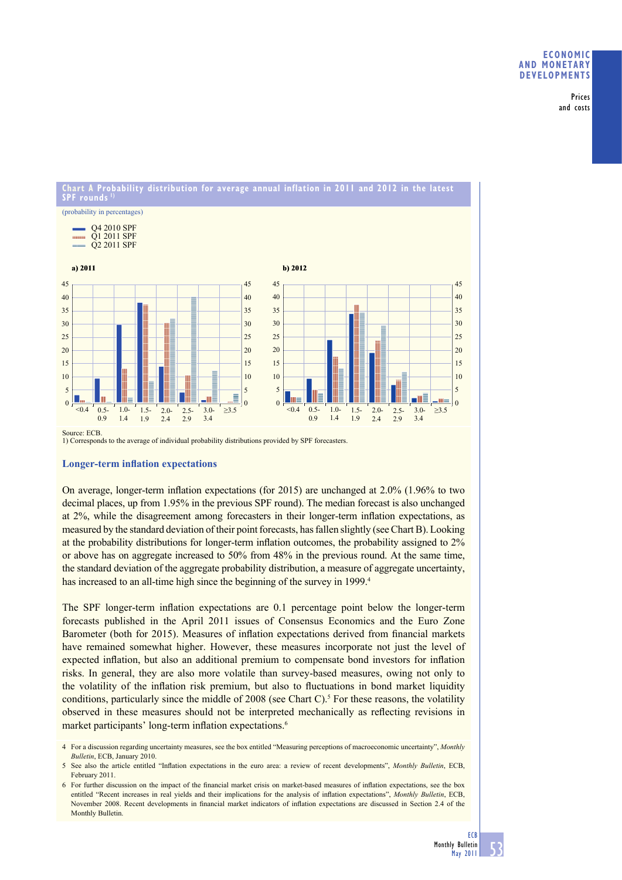**Chart A Probability distribution for average annual inflation in 2011 and 2012 in the latest SPF rounds** [1]

(probability in percentages)

- Q4 2010 SPF
- Q1 2011 SPF
- Q2 2011 SPF

a) 2011

b) 2012

Source: ECB.
1) Corresponds to the average of individual probability distributions provided by SPF forecasters.

### Longer-term inflation expectations

On average, longer-term inflation expectations (for 2015) are unchanged at 2.0% (1.96% to two decimal places, up from 1.95% in the previous SPF round). The median forecast is also unchanged at 2%, while the disagreement among forecasters in their longer-term inflation expectations, as measured by the standard deviation of their point forecasts, has fallen slightly (see Chart B). Looking at the probability distributions for longer-term inflation outcomes, the probability assigned to 2% or above has on aggregate increased to 50% from 48% in the previous round. At the same time, the standard deviation of the aggregate probability distribution, a measure of aggregate uncertainty, has increased to an all-time high since the beginning of the survey in 1999.[4]

The SPF longer-term inflation expectations are 0.1 percentage point below the longer-term forecasts published in the April 2011 issues of Consensus Economics and the Euro Zone Barometer (both for 2015). Measures of inflation expectations derived from financial markets have remained somewhat higher. However, these measures incorporate not just the level of expected inflation, but also an additional premium to compensate bond investors for inflation risks. In general, they are also more volatile than survey-based measures, owing not only to the volatility of the inflation risk premium, but also to fluctuations in bond market liquidity conditions, particularly since the middle of 2008 (see Chart C).[5] For these reasons, the volatility observed in these measures should not be interpreted mechanically as reflecting revisions in market participants' long-term inflation expectations.[6]

4 For a discussion regarding uncertainty measures, see the box entitled "Measuring perceptions of macroeconomic uncertainty", *Monthly Bulletin*, ECB, January 2010.

5 See also the article entitled "Inflation expectations in the euro area: a review of recent developments", *Monthly Bulletin*, ECB, February 2011.

6 For further discussion on the impact of the financial market crisis on market-based measures of inflation expectations, see the box entitled "Recent increases in real yields and their implications for the analysis of inflation expectations", *Monthly Bulletin*, ECB, November 2008. Recent developments in financial market indicators of inflation expectations are discussed in Section 2.4 of the Monthly Bulletin.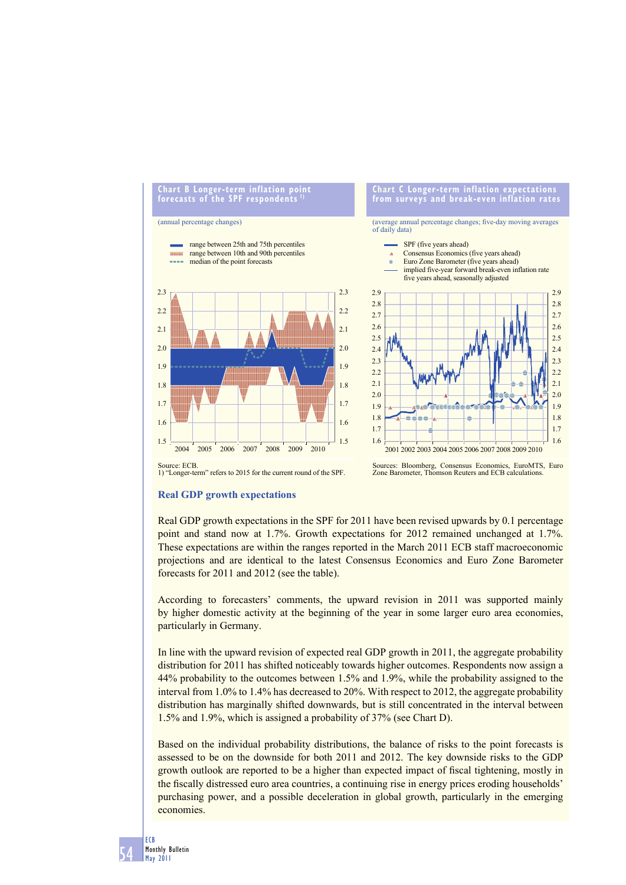**Chart B Longer-term inflation point forecasts of the SPF respondents** [1)]

(annual percentage changes)

- range between 25th and 75th percentiles
- range between 10th and 90th percentiles
- median of the point forecasts

Source: ECB.
1) "Longer-term" refers to 2015 for the current round of the SPF.

**Chart C Longer-term inflation expectations from surveys and break-even inflation rates**

(average annual percentage changes; five-day moving averages of daily data)

- SPF (five years ahead)
- Consensus Economics (five years ahead)
- Euro Zone Barometer (five years ahead)
- implied five-year forward break-even inflation rate five years ahead, seasonally adjusted

Sources: Bloomberg, Consensus Economics, EuroMTS, Euro Zone Barometer, Thomson Reuters and ECB calculations.

## Real GDP growth expectations

Real GDP growth expectations in the SPF for 2011 have been revised upwards by 0.1 percentage point and stand now at 1.7%. Growth expectations for 2012 remained unchanged at 1.7%. These expectations are within the ranges reported in the March 2011 ECB staff macroeconomic projections and are identical to the latest Consensus Economics and Euro Zone Barometer forecasts for 2011 and 2012 (see the table).

According to forecasters' comments, the upward revision in 2011 was supported mainly by higher domestic activity at the beginning of the year in some larger euro area economies, particularly in Germany.

In line with the upward revision of expected real GDP growth in 2011, the aggregate probability distribution for 2011 has shifted noticeably towards higher outcomes. Respondents now assign a 44% probability to the outcomes between 1.5% and 1.9%, while the probability assigned to the interval from 1.0% to 1.4% has decreased to 20%. With respect to 2012, the aggregate probability distribution has marginally shifted downwards, but is still concentrated in the interval between 1.5% and 1.9%, which is assigned a probability of 37% (see Chart D).

Based on the individual probability distributions, the balance of risks to the point forecasts is assessed to be on the downside for both 2011 and 2012. The key downside risks to the GDP growth outlook are reported to be a higher than expected impact of fiscal tightening, mostly in the fiscally distressed euro area countries, a continuing rise in energy prices eroding households' purchasing power, and a possible deceleration in global growth, particularly in the emerging economies.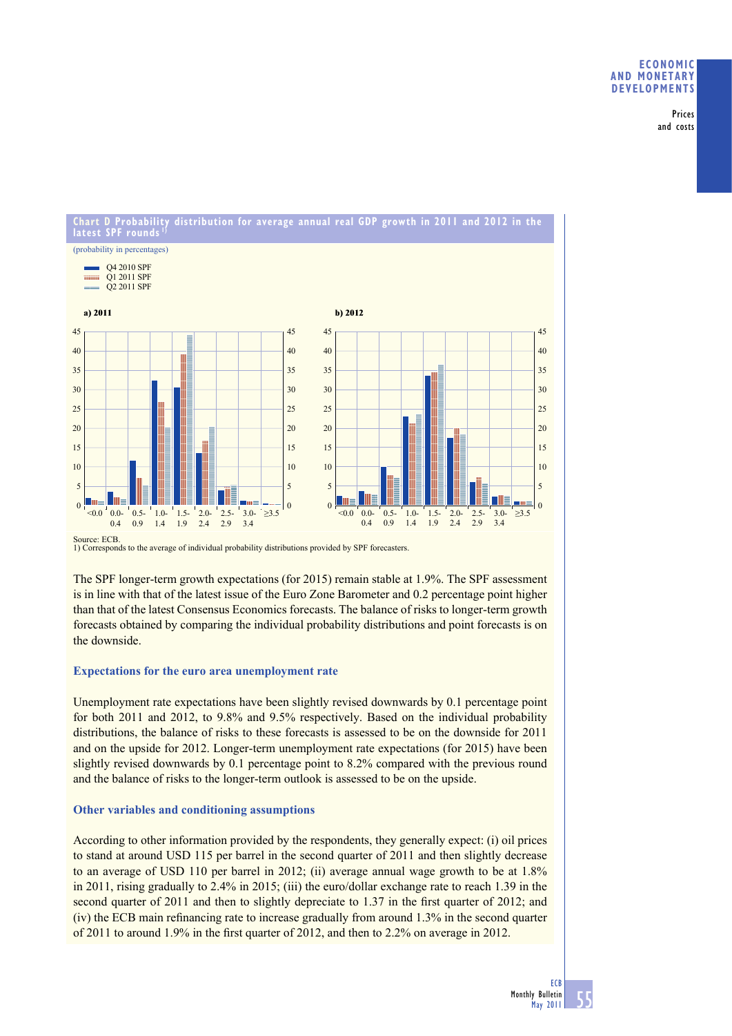**Chart D Probability distribution for average annual real GDP growth in 2011 and 2012 in the latest SPF rounds [1]**

(probability in percentages)

Q4 2010 SPF
Q1 2011 SPF
Q2 2011 SPF

**a) 2011**

45, 40, 35, 30, 25, 20, 15, 10, 5, 0

<0.0, 0.0-0.4, 0.5-0.9, 1.0-1.4, 1.5-1.9, 2.0-2.4, 2.5-2.9, 3.0-3.4, ≥3.5

**b) 2012**

45, 40, 35, 30, 25, 20, 15, 10, 5, 0

<0.0, 0.0-0.4, 0.5-0.9, 1.0-1.4, 1.5-1.9, 2.0-2.4, 2.5-2.9, 3.0-3.4, ≥3.5

Source: ECB.
1) Corresponds to the average of individual probability distributions provided by SPF forecasters.

The SPF longer-term growth expectations (for 2015) remain stable at 1.9%. The SPF assessment is in line with that of the latest issue of the Euro Zone Barometer and 0.2 percentage point higher than that of the latest Consensus Economics forecasts. The balance of risks to longer-term growth forecasts obtained by comparing the individual probability distributions and point forecasts is on the downside.

### Expectations for the euro area unemployment rate

Unemployment rate expectations have been slightly revised downwards by 0.1 percentage point for both 2011 and 2012, to 9.8% and 9.5% respectively. Based on the individual probability distributions, the balance of risks to these forecasts is assessed to be on the downside for 2011 and on the upside for 2012. Longer-term unemployment rate expectations (for 2015) have been slightly revised downwards by 0.1 percentage point to 8.2% compared with the previous round and the balance of risks to the longer-term outlook is assessed to be on the upside.

### Other variables and conditioning assumptions

According to other information provided by the respondents, they generally expect: (i) oil prices to stand at around USD 115 per barrel in the second quarter of 2011 and then slightly decrease to an average of USD 110 per barrel in 2012; (ii) average annual wage growth to be at 1.8% in 2011, rising gradually to 2.4% in 2015; (iii) the euro/dollar exchange rate to reach 1.39 in the second quarter of 2011 and then to slightly depreciate to 1.37 in the first quarter of 2012; and (iv) the ECB main refinancing rate to increase gradually from around 1.3% in the second quarter of 2011 to around 1.9% in the first quarter of 2012, and then to 2.2% on average in 2012.